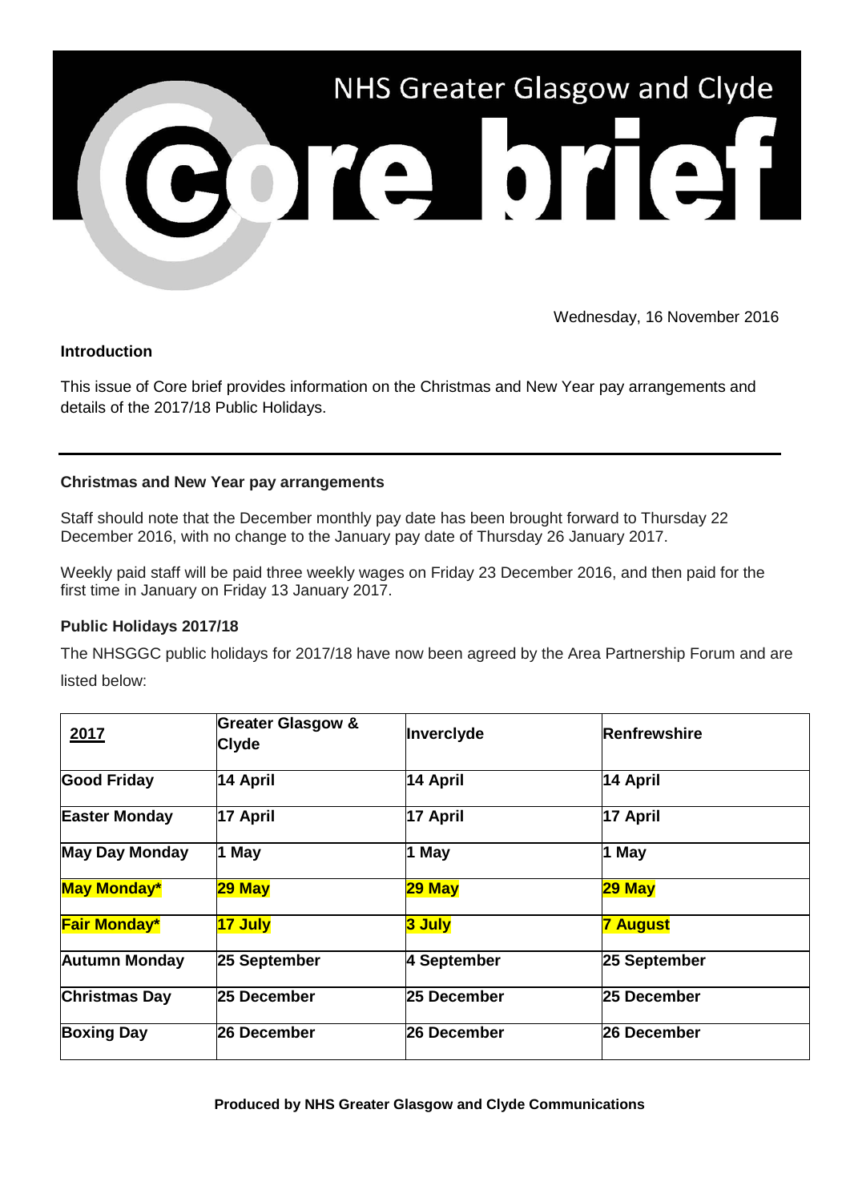# NHS Greater Glasgow and Clyde Core brief

Wednesday, 16 November 2016

**Introduction**

This issue of Core brief provides information on the Christmas and New Year pay arrangements and details of the 2017/18 Public Holidays.

---

**Christmas and New Year pay arrangements**

Staff should note that the December monthly pay date has been brought forward to Thursday 22 December 2016, with no change to the January pay date of Thursday 26 January 2017.

Weekly paid staff will be paid three weekly wages on Friday 23 December 2016, and then paid for the first time in January on Friday 13 January 2017.

**Public Holidays 2017/18**

The NHSGGC public holidays for 2017/18 have now been agreed by the Area Partnership Forum and are listed below:

| 2017 | Greater Glasgow & Clyde | Inverclyde | Renfrewshire |
|---|---|---|---|
| **Good Friday** | **14 April** | **14 April** | **14 April** |
| **Easter Monday** | **17 April** | **17 April** | **17 April** |
| **May Day Monday** | **1 May** | **1 May** | **1 May** |
| **May Monday*** | **29 May** | **29 May** | **29 May** |
| **Fair Monday*** | **17 July** | **3 July** | **7 August** |
| **Autumn Monday** | **25 September** | **4 September** | **25 September** |
| **Christmas Day** | **25 December** | **25 December** | **25 December** |
| **Boxing Day** | **26 December** | **26 December** | **26 December** |

**Produced by NHS Greater Glasgow and Clyde Communications**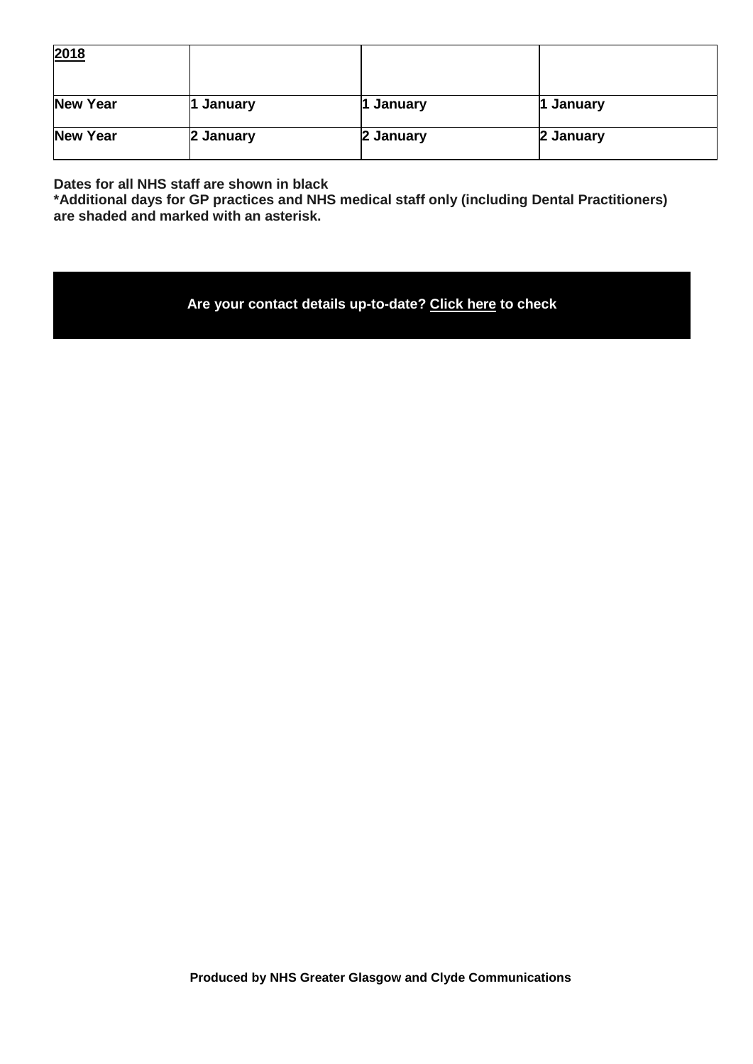| | | | |
|---|---|---|---|
| **2018** | | | |
| **New Year** | **1 January** | **1 January** | **1 January** |
| **New Year** | **2 January** | **2 January** | **2 January** |

**Dates for all NHS staff are shown in black**
**\*Additional days for GP practices and NHS medical staff only (including Dental Practitioners) are shaded and marked with an asterisk.**

**Are your contact details up-to-date? Click here to check**

**Produced by NHS Greater Glasgow and Clyde Communications**